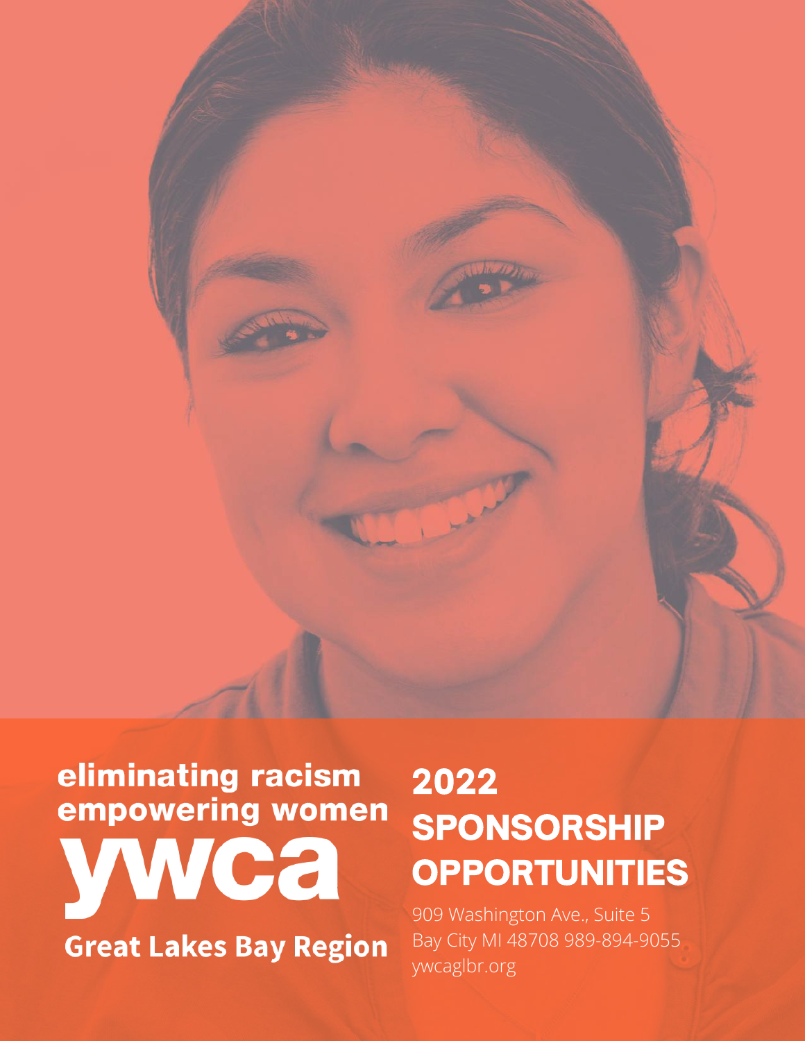eliminating racism
empowering women

**ywca**

**Great Lakes Bay Region**

# 2022 SPONSORSHIP OPPORTUNITIES

909 Washington Ave., Suite 5
Bay City MI 48708 989-894-9055
ywcaglbr.org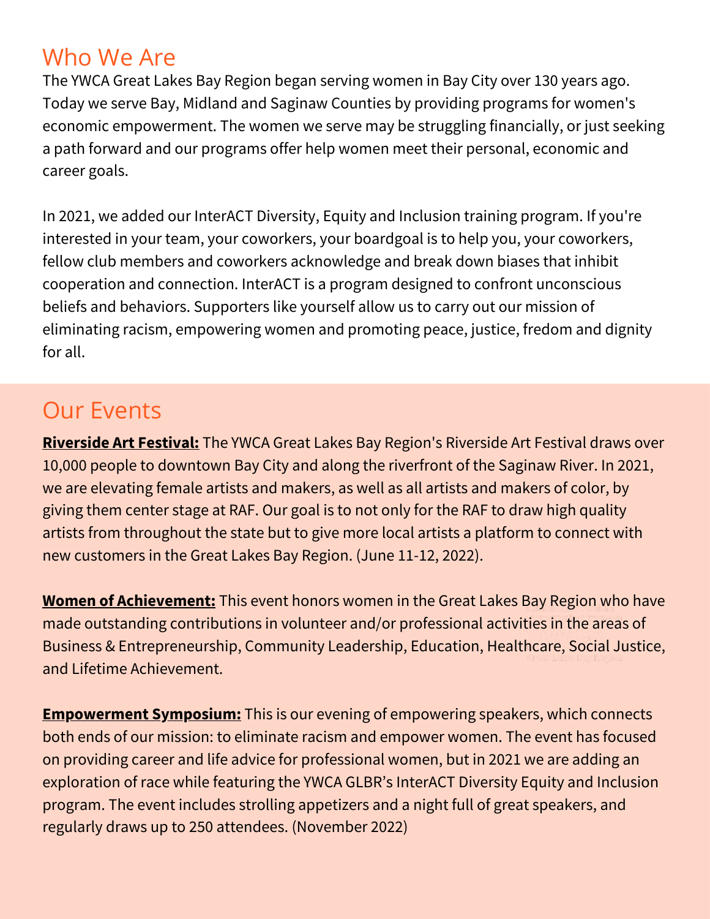## Who We Are

The YWCA Great Lakes Bay Region began serving women in Bay City over 130 years ago. Today we serve Bay, Midland and Saginaw Counties by providing programs for women's economic empowerment. The women we serve may be struggling financially, or just seeking a path forward and our programs offer help women meet their personal, economic and career goals.

In 2021, we added our InterACT Diversity, Equity and Inclusion training program. If you're interested in your team, your coworkers, your boardgoal is to help you, your coworkers, fellow club members and coworkers acknowledge and break down biases that inhibit cooperation and connection. InterACT is a program designed to confront unconscious beliefs and behaviors. Supporters like yourself allow us to carry out our mission of eliminating racism, empowering women and promoting peace, justice, fredom and dignity for all.

## Our Events

**Riverside Art Festival:** The YWCA Great Lakes Bay Region's Riverside Art Festival draws over 10,000 people to downtown Bay City and along the riverfront of the Saginaw River. In 2021, we are elevating female artists and makers, as well as all artists and makers of color, by giving them center stage at RAF. Our goal is to not only for the RAF to draw high quality artists from throughout the state but to give more local artists a platform to connect with new customers in the Great Lakes Bay Region. (June 11-12, 2022).

**Women of Achievement:** This event honors women in the Great Lakes Bay Region who have made outstanding contributions in volunteer and/or professional activities in the areas of Business & Entrepreneurship, Community Leadership, Education, Healthcare, Social Justice, and Lifetime Achievement.

**Empowerment Symposium:** This is our evening of empowering speakers, which connects both ends of our mission: to eliminate racism and empower women. The event has focused on providing career and life advice for professional women, but in 2021 we are adding an exploration of race while featuring the YWCA GLBR's InterACT Diversity Equity and Inclusion program. The event includes strolling appetizers and a night full of great speakers, and regularly draws up to 250 attendees. (November 2022)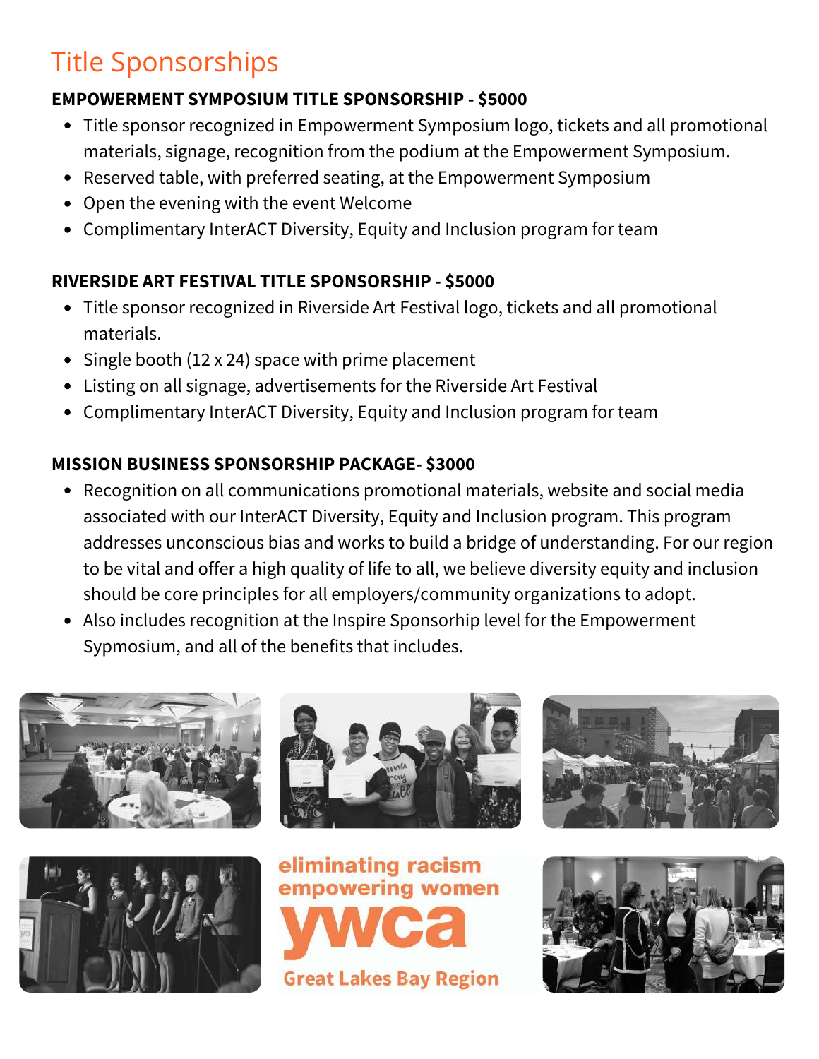# Title Sponsorships

**EMPOWERMENT SYMPOSIUM TITLE SPONSORSHIP - $5000**

- Title sponsor recognized in Empowerment Symposium logo, tickets and all promotional materials, signage, recognition from the podium at the Empowerment Symposium.
- Reserved table, with preferred seating, at the Empowerment Symposium
- Open the evening with the event Welcome
- Complimentary InterACT Diversity, Equity and Inclusion program for team

**RIVERSIDE ART FESTIVAL TITLE SPONSORSHIP - $5000**

- Title sponsor recognized in Riverside Art Festival logo, tickets and all promotional materials.
- Single booth (12 x 24) space with prime placement
- Listing on all signage, advertisements for the Riverside Art Festival
- Complimentary InterACT Diversity, Equity and Inclusion program for team

**MISSION BUSINESS SPONSORSHIP PACKAGE- $3000**

- Recognition on all communications promotional materials, website and social media associated with our InterACT Diversity, Equity and Inclusion program. This program addresses unconscious bias and works to build a bridge of understanding. For our region to be vital and offer a high quality of life to all, we believe diversity equity and inclusion should be core principles for all employers/community organizations to adopt.
- Also includes recognition at the Inspire Sponsorhip level for the Empowerment Sypmosium, and all of the benefits that includes.

eliminating racism
empowering women
ywca
Great Lakes Bay Region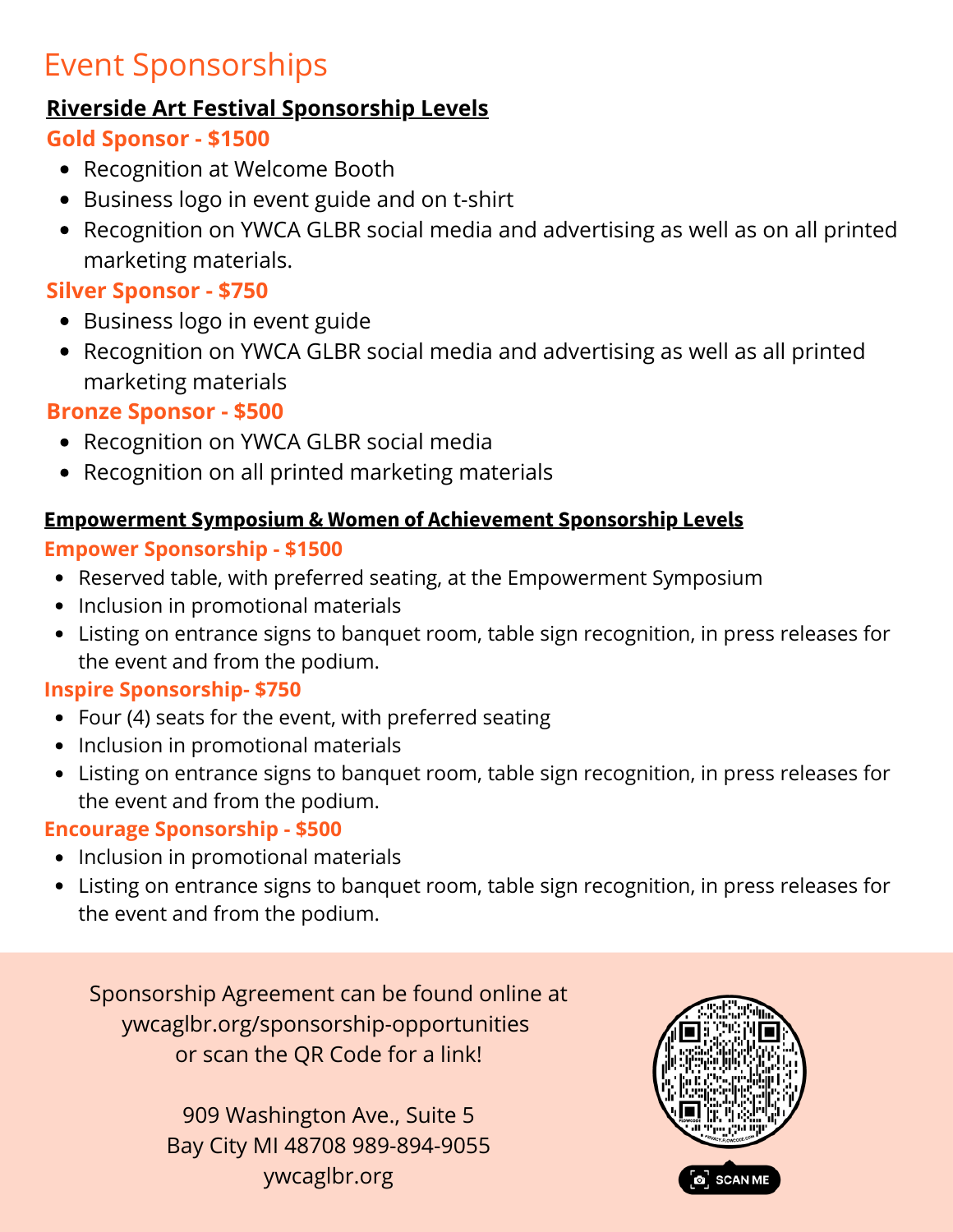# Event Sponsorships

**Riverside Art Festival Sponsorship Levels**

**Gold Sponsor - $1500**

- Recognition at Welcome Booth
- Business logo in event guide and on t-shirt
- Recognition on YWCA GLBR social media and advertising as well as on all printed marketing materials.

**Silver Sponsor - $750**

- Business logo in event guide
- Recognition on YWCA GLBR social media and advertising as well as all printed marketing materials

**Bronze Sponsor - $500**

- Recognition on YWCA GLBR social media
- Recognition on all printed marketing materials

**Empowerment Symposium & Women of Achievement Sponsorship Levels**

**Empower Sponsorship - $1500**

- Reserved table, with preferred seating, at the Empowerment Symposium
- Inclusion in promotional materials
- Listing on entrance signs to banquet room, table sign recognition, in press releases for the event and from the podium.

**Inspire Sponsorship- $750**

- Four (4) seats for the event, with preferred seating
- Inclusion in promotional materials
- Listing on entrance signs to banquet room, table sign recognition, in press releases for the event and from the podium.

**Encourage Sponsorship - $500**

- Inclusion in promotional materials
- Listing on entrance signs to banquet room, table sign recognition, in press releases for the event and from the podium.

Sponsorship Agreement can be found online at ywcaglbr.org/sponsorship-opportunities or scan the QR Code for a link!

909 Washington Ave., Suite 5
Bay City MI 48708 989-894-9055
ywcaglbr.org

SCAN ME